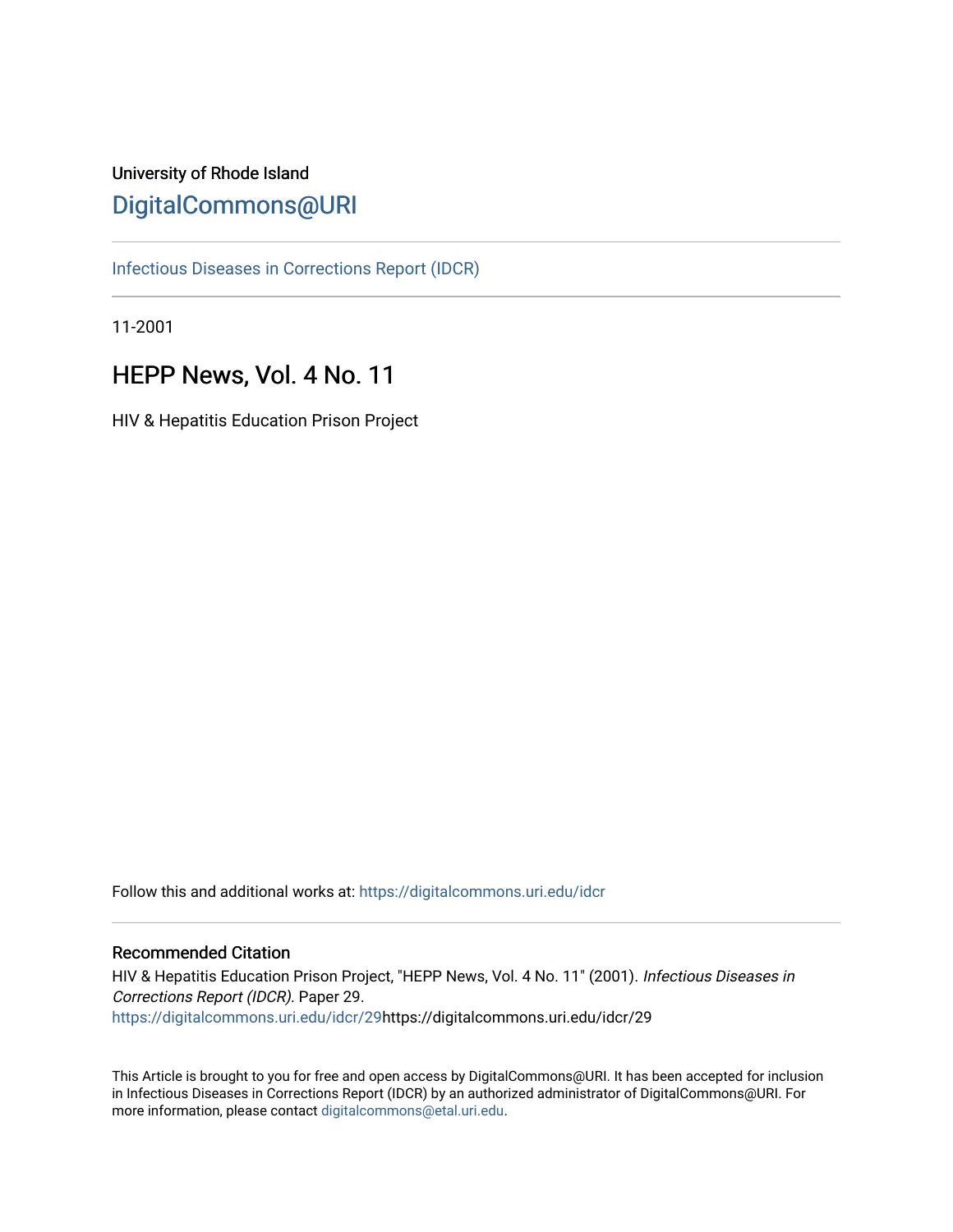University of Rhode Island

# DigitalCommons@URI

Infectious Diseases in Corrections Report (IDCR)

11-2001

## HEPP News, Vol. 4 No. 11

HIV & Hepatitis Education Prison Project

Follow this and additional works at: https://digitalcommons.uri.edu/idcr

### Recommended Citation

HIV & Hepatitis Education Prison Project, "HEPP News, Vol. 4 No. 11" (2001). *Infectious Diseases in Corrections Report (IDCR).* Paper 29.
https://digitalcommons.uri.edu/idcr/29https://digitalcommons.uri.edu/idcr/29

This Article is brought to you for free and open access by DigitalCommons@URI. It has been accepted for inclusion in Infectious Diseases in Corrections Report (IDCR) by an authorized administrator of DigitalCommons@URI. For more information, please contact digitalcommons@etal.uri.edu.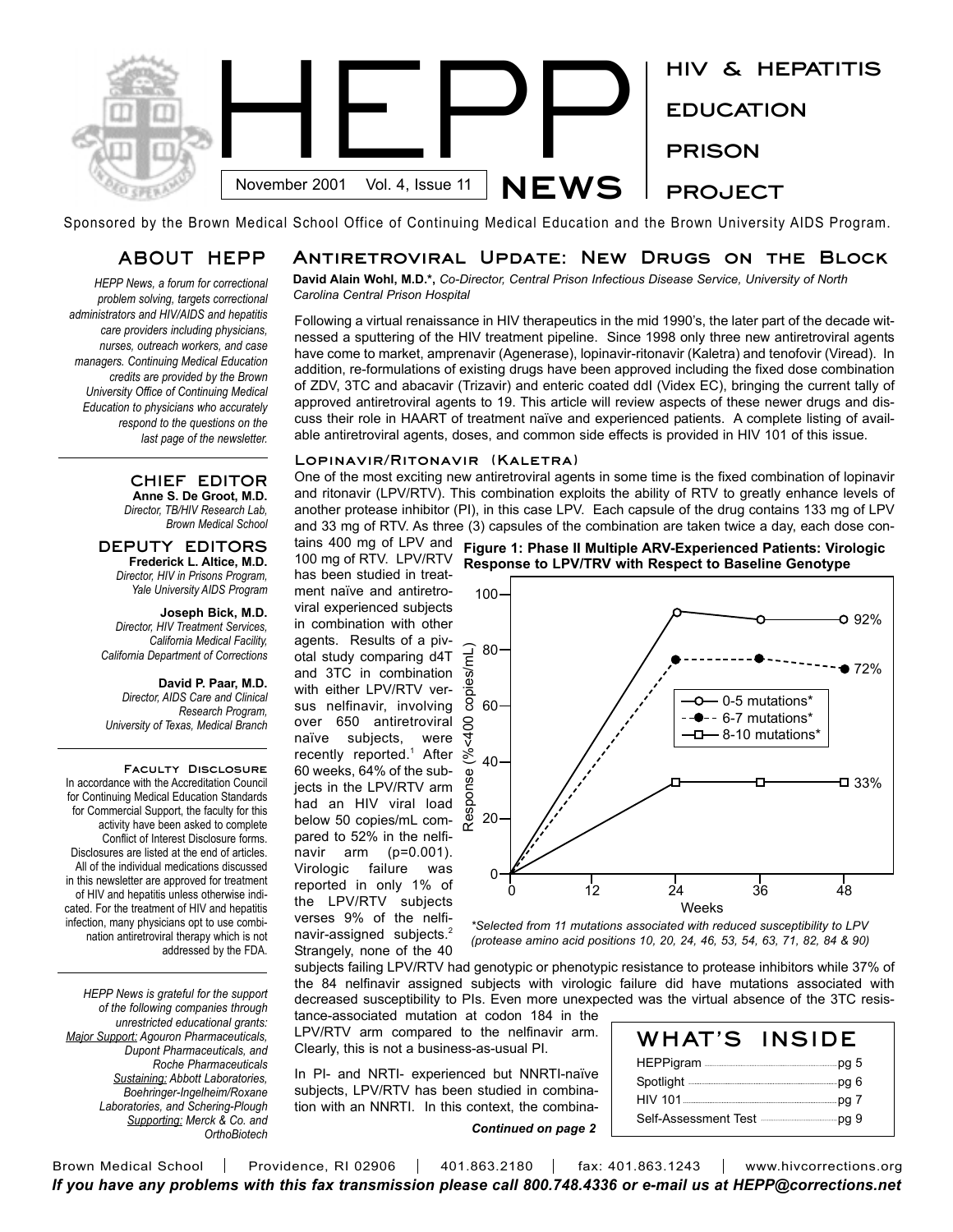# HEPP NEWS

November 2001 Vol. 4, Issue 11

HIV & HEPATITIS EDUCATION PRISON PROJECT

Sponsored by the Brown Medical School Office of Continuing Medical Education and the Brown University AIDS Program.

## ABOUT HEPP

*HEPP News, a forum for correctional problem solving, targets correctional administrators and HIV/AIDS and hepatitis care providers including physicians, nurses, outreach workers, and case managers. Continuing Medical Education credits are provided by the Brown University Office of Continuing Medical Education to physicians who accurately respond to the questions on the last page of the newsletter.*

### CHIEF EDITOR

**Anne S. De Groot, M.D.**
*Director, TB/HIV Research Lab, Brown Medical School*

### DEPUTY EDITORS

**Frederick L. Altice, M.D.**
*Director, HIV in Prisons Program, Yale University AIDS Program*

**Joseph Bick, M.D.**
*Director, HIV Treatment Services, California Medical Facility, California Department of Corrections*

**David P. Paar, M.D.**
*Director, AIDS Care and Clinical Research Program, University of Texas, Medical Branch*

### Faculty Disclosure

In accordance with the Accreditation Council for Continuing Medical Education Standards for Commercial Support, the faculty for this activity have been asked to complete Conflict of Interest Disclosure forms. Disclosures are listed at the end of articles. All of the individual medications discussed in this newsletter are approved for treatment of HIV and hepatitis unless otherwise indicated. For the treatment of HIV and hepatitis infection, many physicians opt to use combination antiretroviral therapy which is not addressed by the FDA.

*HEPP News is grateful for the support of the following companies through unrestricted educational grants: Major Support: Agouron Pharmaceuticals, Dupont Pharmaceuticals, and Roche Pharmaceuticals. Sustaining: Abbott Laboratories, Boehringer-Ingelheim/Roxane Laboratories, and Schering-Plough. Supporting: Merck & Co. and OrthoBiotech*

## Antiretroviral Update: New Drugs on the Block

**David Alain Wohl, M.D.\*,** *Co-Director, Central Prison Infectious Disease Service, University of North Carolina Central Prison Hospital*

Following a virtual renaissance in HIV therapeutics in the mid 1990's, the later part of the decade witnessed a sputtering of the HIV treatment pipeline. Since 1998 only three new antiretroviral agents have come to market, amprenavir (Agenerase), lopinavir-ritonavir (Kaletra) and tenofovir (Viread). In addition, re-formulations of existing drugs have been approved including the fixed dose combination of ZDV, 3TC and abacavir (Trizavir) and enteric coated ddI (Videx EC), bringing the current tally of approved antiretroviral agents to 19. This article will review aspects of these newer drugs and discuss their role in HAART of treatment naïve and experienced patients. A complete listing of available antiretroviral agents, doses, and common side effects is provided in HIV 101 of this issue.

### Lopinavir/Ritonavir (Kaletra)

One of the most exciting new antiretroviral agents in some time is the fixed combination of lopinavir and ritonavir (LPV/RTV). This combination exploits the ability of RTV to greatly enhance levels of another protease inhibitor (PI), in this case LPV. Each capsule of the drug contains 133 mg of LPV and 33 mg of RTV. As three (3) capsules of the combination are taken twice a day, each dose contains 400 mg of LPV and 100 mg of RTV. LPV/RTV has been studied in treatment naïve and antiretroviral experienced subjects in combination with other agents. Results of a pivotal study comparing d4T and 3TC in combination with either LPV/RTV versus nelfinavir, involving over 650 antiretroviral naïve subjects, were recently reported.[1] After 60 weeks, 64% of the subjects in the LPV/RTV arm had an HIV viral load below 50 copies/mL compared to 52% in the nelfinavir arm ($p=0.001$). Virologic failure was reported in only 1% of the LPV/RTV subjects verses 9% of the nelfinavir-assigned subjects.[2] Strangely, none of the 40 subjects failing LPV/RTV had genotypic or phenotypic resistance to protease inhibitors while 37% of the 84 nelfinavir assigned subjects with virologic failure did have mutations associated with decreased susceptibility to PIs. Even more unexpected was the virtual absence of the 3TC resistance-associated mutation at codon 184 in the LPV/RTV arm compared to the nelfinavir arm. Clearly, this is not a business-as-usual PI.

**Figure 1: Phase II Multiple ARV-Experienced Patients: Virologic Response to LPV/TRV with Respect to Baseline Genotype**

| Weeks | 0-5 mutations* | 6-7 mutations* | 8-10 mutations* |
|---|---|---|---|
| 0 | 0 | 0 | 0 |
| 24 | ~93 | ~76 | ~33 |
| 36 | ~91 | ~77 | ~33 |
| 48 | 92% | 72% | 33% |

Y-axis: Response (%<400 copies/mL)

*\*Selected from 11 mutations associated with reduced susceptibility to LPV (protease amino acid positions 10, 20, 24, 46, 53, 54, 63, 71, 82, 84 & 90)*

In PI- and NRTI- experienced but NNRTI-naïve subjects, LPV/RTV has been studied in combination with an NNRTI. In this context, the combina-

***Continued on page 2***

## WHAT'S INSIDE

- HEPPigram ... pg 5
- Spotlight ... pg 6
- HIV 101 ... pg 7
- Self-Assessment Test ... pg 9

Brown Medical School | Providence, RI 02906 | 401.863.2180 | fax: 401.863.1243 | www.hivcorrections.org

***If you have any problems with this fax transmission please call 800.748.4336 or e-mail us at HEPP@corrections.net***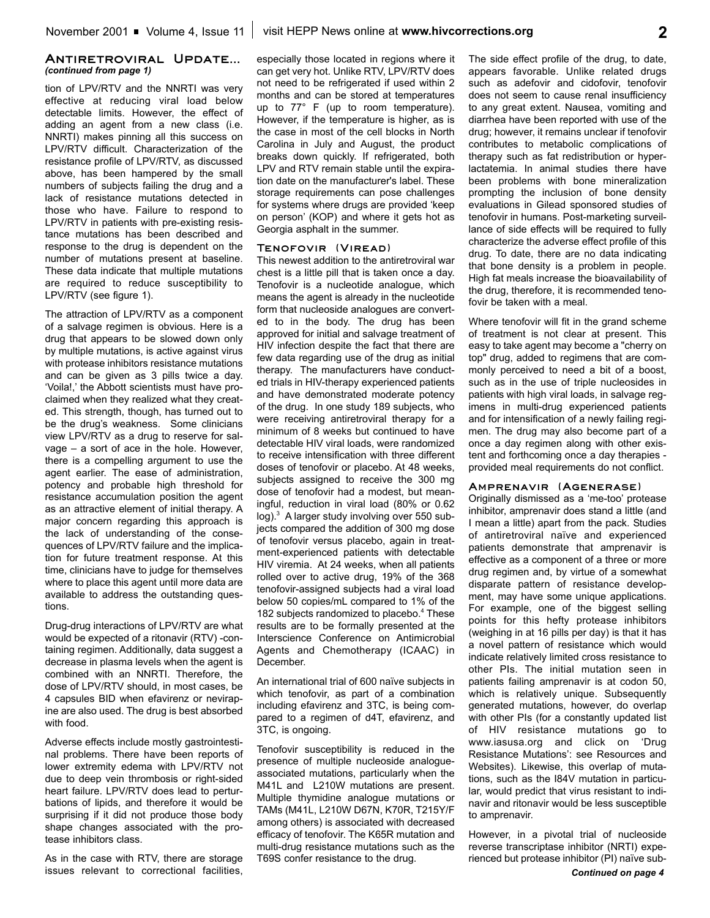## Antiretroviral Update...

*(continued from page 1)*

tion of LPV/RTV and the NNRTI was very effective at reducing viral load below detectable limits. However, the effect of adding an agent from a new class (i.e. NNRTI) makes pinning all this success on LPV/RTV difficult. Characterization of the resistance profile of LPV/RTV, as discussed above, has been hampered by the small numbers of subjects failing the drug and a lack of resistance mutations detected in those who have. Failure to respond to LPV/RTV in patients with pre-existing resistance mutations has been described and response to the drug is dependent on the number of mutations present at baseline. These data indicate that multiple mutations are required to reduce susceptibility to LPV/RTV (see figure 1).

The attraction of LPV/RTV as a component of a salvage regimen is obvious. Here is a drug that appears to be slowed down only by multiple mutations, is active against virus with protease inhibitors resistance mutations and can be given as 3 pills twice a day. 'Voila!,' the Abbott scientists must have proclaimed when they realized what they created. This strength, though, has turned out to be the drug's weakness. Some clinicians view LPV/RTV as a drug to reserve for salvage – a sort of ace in the hole. However, there is a compelling argument to use the agent earlier. The ease of administration, potency and probable high threshold for resistance accumulation position the agent as an attractive element of initial therapy. A major concern regarding this approach is the lack of understanding of the consequences of LPV/RTV failure and the implication for future treatment response. At this time, clinicians have to judge for themselves where to place this agent until more data are available to address the outstanding questions.

Drug-drug interactions of LPV/RTV are what would be expected of a ritonavir (RTV) -containing regimen. Additionally, data suggest a decrease in plasma levels when the agent is combined with an NNRTI. Therefore, the dose of LPV/RTV should, in most cases, be 4 capsules BID when efavirenz or nevirapine are also used. The drug is best absorbed with food.

Adverse effects include mostly gastrointestinal problems. There have been reports of lower extremity edema with LPV/RTV not due to deep vein thrombosis or right-sided heart failure. LPV/RTV does lead to perturbations of lipids, and therefore it would be surprising if it did not produce those body shape changes associated with the protease inhibitors class.

As in the case with RTV, there are storage issues relevant to correctional facilities, especially those located in regions where it can get very hot. Unlike RTV, LPV/RTV does not need to be refrigerated if used within 2 months and can be stored at temperatures up to 77° F (up to room temperature). However, if the temperature is higher, as is the case in most of the cell blocks in North Carolina in July and August, the product breaks down quickly. If refrigerated, both LPV and RTV remain stable until the expiration date on the manufacturer's label. These storage requirements can pose challenges for systems where drugs are provided 'keep on person' (KOP) and where it gets hot as Georgia asphalt in the summer.

### Tenofovir (Viread)

This newest addition to the antiretroviral war chest is a little pill that is taken once a day. Tenofovir is a nucleotide analogue, which means the agent is already in the nucleotide form that nucleoside analogues are converted to in the body. The drug has been approved for initial and salvage treatment of HIV infection despite the fact that there are few data regarding use of the drug as initial therapy. The manufacturers have conducted trials in HIV-therapy experienced patients and have demonstrated moderate potency of the drug. In one study 189 subjects, who were receiving antiretroviral therapy for a minimum of 8 weeks but continued to have detectable HIV viral loads, were randomized to receive intensification with three different doses of tenofovir or placebo. At 48 weeks, subjects assigned to receive the 300 mg dose of tenofovir had a modest, but meaningful, reduction in viral load (80% or 0.62 log).[3] A larger study involving over 550 subjects compared the addition of 300 mg dose of tenofovir versus placebo, again in treatment-experienced patients with detectable HIV viremia. At 24 weeks, when all patients rolled over to active drug, 19% of the 368 tenofovir-assigned subjects had a viral load below 50 copies/mL compared to 1% of the 182 subjects randomized to placebo.[4] These results are to be formally presented at the Interscience Conference on Antimicrobial Agents and Chemotherapy (ICAAC) in December.

An international trial of 600 naïve subjects in which tenofovir, as part of a combination including efavirenz and 3TC, is being compared to a regimen of d4T, efavirenz, and 3TC, is ongoing.

Tenofovir susceptibility is reduced in the presence of multiple nucleoside analogue-associated mutations, particularly when the M41L and L210W mutations are present. Multiple thymidine analogue mutations or TAMs (M41L, L210W D67N, K70R, T215Y/F among others) is associated with decreased efficacy of tenofovir. The K65R mutation and multi-drug resistance mutations such as the T69S confer resistance to the drug.

The side effect profile of the drug, to date, appears favorable. Unlike related drugs such as adefovir and cidofovir, tenofovir does not seem to cause renal insufficiency to any great extent. Nausea, vomiting and diarrhea have been reported with use of the drug; however, it remains unclear if tenofovir contributes to metabolic complications of therapy such as fat redistribution or hyperlactatemia. In animal studies there have been problems with bone mineralization prompting the inclusion of bone density evaluations in Gilead sponsored studies of tenofovir in humans. Post-marketing surveillance of side effects will be required to fully characterize the adverse effect profile of this drug. To date, there are no data indicating that bone density is a problem in people. High fat meals increase the bioavailability of the drug, therefore, it is recommended tenofovir be taken with a meal.

Where tenofovir will fit in the grand scheme of treatment is not clear at present. This easy to take agent may become a "cherry on top" drug, added to regimens that are commonly perceived to need a bit of a boost, such as in the use of triple nucleosides in patients with high viral loads, in salvage regimens in multi-drug experienced patients and for intensification of a newly failing regimen. The drug may also become part of a once a day regimen along with other existent and forthcoming once a day therapies - provided meal requirements do not conflict.

### Amprenavir (Agenerase)

Originally dismissed as a 'me-too' protease inhibitor, amprenavir does stand a little (and I mean a little) apart from the pack. Studies of antiretroviral naïve and experienced patients demonstrate that amprenavir is effective as a component of a three or more drug regimen and, by virtue of a somewhat disparate pattern of resistance development, may have some unique applications. For example, one of the biggest selling points for this hefty protease inhibitors (weighing in at 16 pills per day) is that it has a novel pattern of resistance which would indicate relatively limited cross resistance to other PIs. The initial mutation seen in patients failing amprenavir is at codon 50, which is relatively unique. Subsequently generated mutations, however, do overlap with other PIs (for a constantly updated list of HIV resistance mutations go to www.iasusa.org and click on 'Drug Resistance Mutations': see Resources and Websites). Likewise, this overlap of mutations, such as the I84V mutation in particular, would predict that virus resistant to indinavir and ritonavir would be less susceptible to amprenavir.

However, in a pivotal trial of nucleoside reverse transcriptase inhibitor (NRTI) experienced but protease inhibitor (PI) naïve sub-

*Continued on page 4*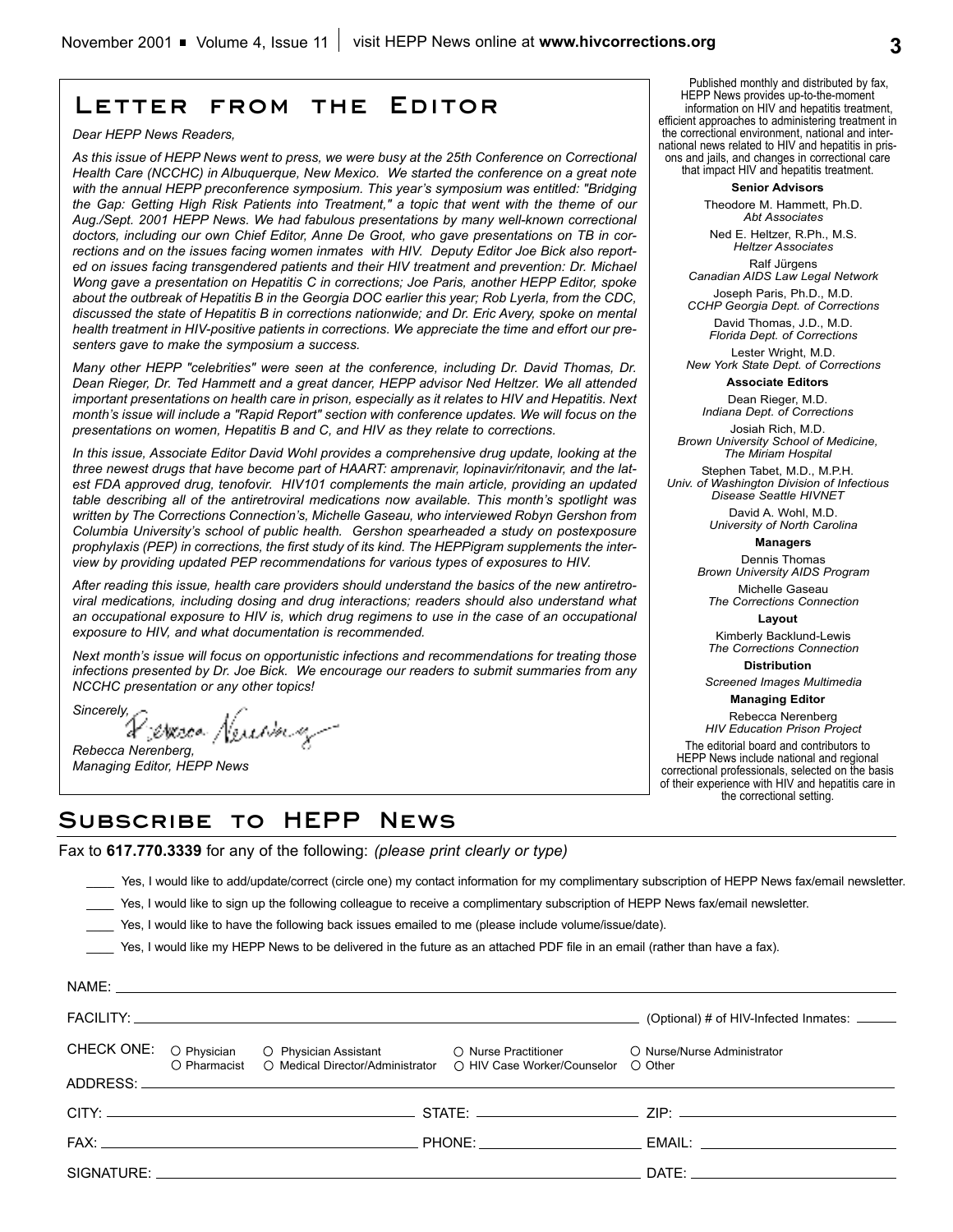# Letter from the Editor

*Dear HEPP News Readers,*

*As this issue of HEPP News went to press, we were busy at the 25th Conference on Correctional Health Care (NCCHC) in Albuquerque, New Mexico. We started the conference on a great note with the annual HEPP preconference symposium. This year's symposium was entitled: "Bridging the Gap: Getting High Risk Patients into Treatment," a topic that went with the theme of our Aug./Sept. 2001 HEPP News. We had fabulous presentations by many well-known correctional doctors, including our own Chief Editor, Anne De Groot, who gave presentations on TB in corrections and on the issues facing women inmates with HIV. Deputy Editor Joe Bick also reported on issues facing transgendered patients and their HIV treatment and prevention: Dr. Michael Wong gave a presentation on Hepatitis C in corrections; Joe Paris, another HEPP Editor, spoke about the outbreak of Hepatitis B in the Georgia DOC earlier this year; Rob Lyerla, from the CDC, discussed the state of Hepatitis B in corrections nationwide; and Dr. Eric Avery, spoke on mental health treatment in HIV-positive patients in corrections. We appreciate the time and effort our presenters gave to make the symposium a success.*

*Many other HEPP "celebrities" were seen at the conference, including Dr. David Thomas, Dr. Dean Rieger, Dr. Ted Hammett and a great dancer, HEPP advisor Ned Heltzer. We all attended important presentations on health care in prison, especially as it relates to HIV and Hepatitis. Next month's issue will include a "Rapid Report" section with conference updates. We will focus on the presentations on women, Hepatitis B and C, and HIV as they relate to corrections.*

*In this issue, Associate Editor David Wohl provides a comprehensive drug update, looking at the three newest drugs that have become part of HAART: amprenavir, lopinavir/ritonavir, and the latest FDA approved drug, tenofovir. HIV101 complements the main article, providing an updated table describing all of the antiretroviral medications now available. This month's spotlight was written by The Corrections Connection's, Michelle Gaseau, who interviewed Robyn Gershon from Columbia University's school of public health. Gershon spearheaded a study on postexposure prophylaxis (PEP) in corrections, the first study of its kind. The HEPPigram supplements the interview by providing updated PEP recommendations for various types of exposures to HIV.*

*After reading this issue, health care providers should understand the basics of the new antiretroviral medications, including dosing and drug interactions; readers should also understand what an occupational exposure to HIV is, which drug regimens to use in the case of an occupational exposure to HIV, and what documentation is recommended.*

*Next month's issue will focus on opportunistic infections and recommendations for treating those infections presented by Dr. Joe Bick. We encourage our readers to submit summaries from any NCCHC presentation or any other topics!*

*Sincerely,*

*Rebecca Nerenberg,*
*Managing Editor, HEPP News*

Published monthly and distributed by fax, HEPP News provides up-to-the-moment information on HIV and hepatitis treatment, efficient approaches to administering treatment in the correctional environment, national and international news related to HIV and hepatitis in prisons and jails, and changes in correctional care that impact HIV and hepatitis treatment.

**Senior Advisors**

Theodore M. Hammett, Ph.D.
*Abt Associates*

Ned E. Heltzer, R.Ph., M.S.
*Heltzer Associates*

Ralf Jürgens
*Canadian AIDS Law Legal Network*

Joseph Paris, Ph.D., M.D.
*CCHP Georgia Dept. of Corrections*

David Thomas, J.D., M.D.
*Florida Dept. of Corrections*

Lester Wright, M.D.
*New York State Dept. of Corrections*

**Associate Editors**

Dean Rieger, M.D.
*Indiana Dept. of Corrections*

Josiah Rich, M.D.
*Brown University School of Medicine, The Miriam Hospital*

Stephen Tabet, M.D., M.P.H.
*Univ. of Washington Division of Infectious Disease Seattle HIVNET*

David A. Wohl, M.D.
*University of North Carolina*

**Managers**

Dennis Thomas
*Brown University AIDS Program*

Michelle Gaseau
*The Corrections Connection*

**Layout**

Kimberly Backlund-Lewis
*The Corrections Connection*

**Distribution**

*Screened Images Multimedia*

**Managing Editor**

Rebecca Nerenberg
*HIV Education Prison Project*

The editorial board and contributors to HEPP News include national and regional correctional professionals, selected on the basis of their experience with HIV and hepatitis care in the correctional setting.

# Subscribe to HEPP News

Fax to **617.770.3339** for any of the following: *(please print clearly or type)*

____ Yes, I would like to add/update/correct (circle one) my contact information for my complimentary subscription of HEPP News fax/email newsletter.

____ Yes, I would like to sign up the following colleague to receive a complimentary subscription of HEPP News fax/email newsletter.

____ Yes, I would like to have the following back issues emailed to me (please include volume/issue/date).

____ Yes, I would like my HEPP News to be delivered in the future as an attached PDF file in an email (rather than have a fax).

NAME: ____________________

FACILITY: ____________________ (Optional) # of HIV-Infected Inmates: ______

CHECK ONE: ○ Physician ○ Physician Assistant ○ Nurse Practitioner ○ Nurse/Nurse Administrator ○ Pharmacist ○ Medical Director/Administrator ○ HIV Case Worker/Counselor ○ Other

ADDRESS: ____________________

CITY: ____________________ STATE: ____________________ ZIP: ____________________

FAX: ____________________ PHONE: ____________________ EMAIL: ____________________

SIGNATURE: ____________________ DATE: ____________________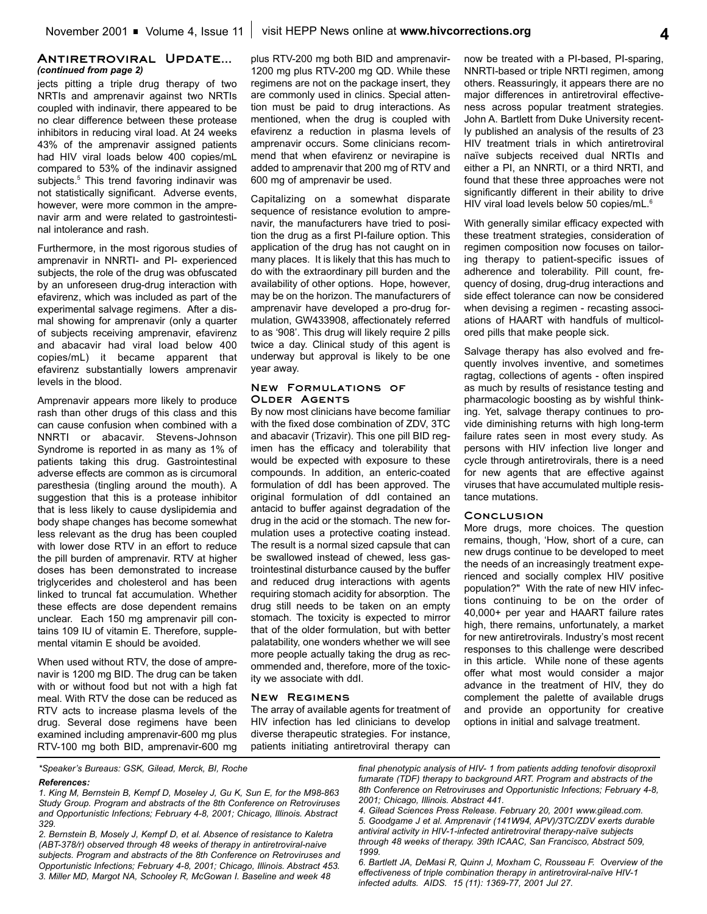## Antiretroviral Update...

*(continued from page 2)*

jects pitting a triple drug therapy of two NRTIs and amprenavir against two NRTIs coupled with indinavir, there appeared to be no clear difference between these protease inhibitors in reducing viral load. At 24 weeks 43% of the amprenavir assigned patients had HIV viral loads below 400 copies/mL compared to 53% of the indinavir assigned subjects.[5] This trend favoring indinavir was not statistically significant. Adverse events, however, were more common in the amprenavir arm and were related to gastrointestinal intolerance and rash.

Furthermore, in the most rigorous studies of amprenavir in NNRTI- and PI- experienced subjects, the role of the drug was obfuscated by an unforeseen drug-drug interaction with efavirenz, which was included as part of the experimental salvage regimens. After a dismal showing for amprenavir (only a quarter of subjects receiving amprenavir, efavirenz and abacavir had viral load below 400 copies/mL) it became apparent that efavirenz substantially lowers amprenavir levels in the blood.

Amprenavir appears more likely to produce rash than other drugs of this class and this can cause confusion when combined with a NNRTI or abacavir. Stevens-Johnson Syndrome is reported in as many as 1% of patients taking this drug. Gastrointestinal adverse effects are common as is circumoral paresthesia (tingling around the mouth). A suggestion that this is a protease inhibitor that is less likely to cause dyslipidemia and body shape changes has become somewhat less relevant as the drug has been coupled with lower dose RTV in an effort to reduce the pill burden of amprenavir. RTV at higher doses has been demonstrated to increase triglycerides and cholesterol and has been linked to truncal fat accumulation. Whether these effects are dose dependent remains unclear. Each 150 mg amprenavir pill contains 109 IU of vitamin E. Therefore, supplemental vitamin E should be avoided.

When used without RTV, the dose of amprenavir is 1200 mg BID. The drug can be taken with or without food but not with a high fat meal. With RTV the dose can be reduced as RTV acts to increase plasma levels of the drug. Several dose regimens have been examined including amprenavir-600 mg plus RTV-100 mg both BID, amprenavir-600 mg plus RTV-200 mg both BID and amprenavir-1200 mg plus RTV-200 mg QD. While these regimens are not on the package insert, they are commonly used in clinics. Special attention must be paid to drug interactions. As mentioned, when the drug is coupled with efavirenz a reduction in plasma levels of amprenavir occurs. Some clinicians recommend that when efavirenz or nevirapine is added to amprenavir that 200 mg of RTV and 600 mg of amprenavir be used.

Capitalizing on a somewhat disparate sequence of resistance evolution to amprenavir, the manufacturers have tried to position the drug as a first PI-failure option. This application of the drug has not caught on in many places. It is likely that this has much to do with the extraordinary pill burden and the availability of other options. Hope, however, may be on the horizon. The manufacturers of amprenavir have developed a pro-drug formulation, GW433908, affectionately referred to as '908'. This drug will likely require 2 pills twice a day. Clinical study of this agent is underway but approval is likely to be one year away.

### New Formulations of Older Agents

By now most clinicians have become familiar with the fixed dose combination of ZDV, 3TC and abacavir (Trizavir). This one pill BID regimen has the efficacy and tolerability that would be expected with exposure to these compounds. In addition, an enteric-coated formulation of ddI has been approved. The original formulation of ddI contained an antacid to buffer against degradation of the drug in the acid or the stomach. The new formulation uses a protective coating instead. The result is a normal sized capsule that can be swallowed instead of chewed, less gastrointestinal disturbance caused by the buffer and reduced drug interactions with agents requiring stomach acidity for absorption. The drug still needs to be taken on an empty stomach. The toxicity is expected to mirror that of the older formulation, but with better palatability, one wonders whether we will see more people actually taking the drug as recommended and, therefore, more of the toxicity we associate with ddI.

### New Regimens

The array of available agents for treatment of HIV infection has led clinicians to develop diverse therapeutic strategies. For instance, patients initiating antiretroviral therapy can now be treated with a PI-based, PI-sparing, NNRTI-based or triple NRTI regimen, among others. Reassuringly, it appears there are no major differences in antiretroviral effectiveness across popular treatment strategies. John A. Bartlett from Duke University recently published an analysis of the results of 23 HIV treatment trials in which antiretroviral naïve subjects received dual NRTIs and either a PI, an NNRTI, or a third NRTI, and found that these three approaches were not significantly different in their ability to drive HIV viral load levels below 50 copies/mL.[6]

With generally similar efficacy expected with these treatment strategies, consideration of regimen composition now focuses on tailoring therapy to patient-specific issues of adherence and tolerability. Pill count, frequency of dosing, drug-drug interactions and side effect tolerance can now be considered when devising a regimen - recasting associations of HAART with handfuls of multicolored pills that make people sick.

Salvage therapy has also evolved and frequently involves inventive, and sometimes ragtag, collections of agents - often inspired as much by results of resistance testing and pharmacologic boosting as by wishful thinking. Yet, salvage therapy continues to provide diminishing returns with high long-term failure rates seen in most every study. As persons with HIV infection live longer and cycle through antiretrovirals, there is a need for new agents that are effective against viruses that have accumulated multiple resistance mutations.

### Conclusion

More drugs, more choices. The question remains, though, 'How, short of a cure, can new drugs continue to be developed to meet the needs of an increasingly treatment experienced and socially complex HIV positive population?" With the rate of new HIV infections continuing to be on the order of 40,000+ per year and HAART failure rates high, there remains, unfortunately, a market for new antiretrovirals. Industry's most recent responses to this challenge were described in this article. While none of these agents offer what most would consider a major advance in the treatment of HIV, they do complement the palette of available drugs and provide an opportunity for creative options in initial and salvage treatment.

---

*\*Speaker's Bureaus: GSK, Gilead, Merck, BI, Roche*

***References:***

*1. King M, Bernstein B, Kempf D, Moseley J, Gu K, Sun E, for the M98-863 Study Group. Program and abstracts of the 8th Conference on Retroviruses and Opportunistic Infections; February 4-8, 2001; Chicago, Illinois. Abstract 329.*

*2. Bernstein B, Mosely J, Kempf D, et al. Absence of resistance to Kaletra (ABT-378/r) observed through 48 weeks of therapy in antiretroviral-naive subjects. Program and abstracts of the 8th Conference on Retroviruses and Opportunistic Infections; February 4-8, 2001; Chicago, Illinois. Abstract 453.*

*3. Miller MD, Margot NA, Schooley R, McGowan I. Baseline and week 48 final phenotypic analysis of HIV- 1 from patients adding tenofovir disoproxil fumarate (TDF) therapy to background ART. Program and abstracts of the 8th Conference on Retroviruses and Opportunistic Infections; February 4-8, 2001; Chicago, Illinois. Abstract 441.*

*4. Gilead Sciences Press Release. February 20, 2001 www.gilead.com.*

*5. Goodgame J et al. Amprenavir (141W94, APV)/3TC/ZDV exerts durable antiviral activity in HIV-1-infected antiretroviral therapy-naïve subjects through 48 weeks of therapy. 39th ICAAC, San Francisco, Abstract 509, 1999.*

*6. Bartlett JA, DeMasi R, Quinn J, Moxham C, Rousseau F. Overview of the effectiveness of triple combination therapy in antiretroviral-naïve HIV-1 infected adults. AIDS. 15 (11): 1369-77, 2001 Jul 27.*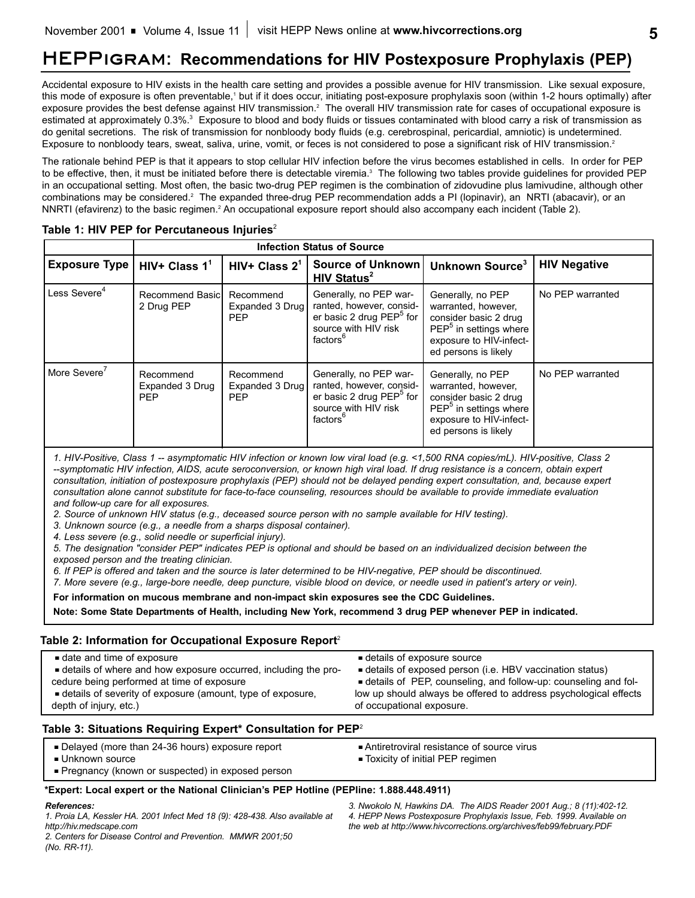# HEPPigram: Recommendations for HIV Postexposure Prophylaxis (PEP)

Accidental exposure to HIV exists in the health care setting and provides a possible avenue for HIV transmission. Like sexual exposure, this mode of exposure is often preventable,[1] but if it does occur, initiating post-exposure prophylaxis soon (within 1-2 hours optimally) after exposure provides the best defense against HIV transmission.[2] The overall HIV transmission rate for cases of occupational exposure is estimated at approximately 0.3%.[3] Exposure to blood and body fluids or tissues contaminated with blood carry a risk of transmission as do genital secretions. The risk of transmission for nonbloody body fluids (e.g. cerebrospinal, pericardial, amniotic) is undetermined. Exposure to nonbloody tears, sweat, saliva, urine, vomit, or feces is not considered to pose a significant risk of HIV transmission.[2]

The rationale behind PEP is that it appears to stop cellular HIV infection before the virus becomes established in cells. In order for PEP to be effective, then, it must be initiated before there is detectable viremia.[3] The following two tables provide guidelines for provided PEP in an occupational setting. Most often, the basic two-drug PEP regimen is the combination of zidovudine plus lamivudine, although other combinations may be considered.[2] The expanded three-drug PEP recommendation adds a PI (lopinavir), an NRTI (abacavir), or an NNRTI (efavirenz) to the basic regimen.[2] An occupational exposure report should also accompany each incident (Table 2).

**Table 1: HIV PEP for Percutaneous Injuries**[2]

| | Infection Status of Source | | | | |
|---|---|---|---|---|---|
| **Exposure Type** | **HIV+ Class 1**[1] | **HIV+ Class 2**[1] | **Source of Unknown HIV Status**[2] | **Unknown Source**[3] | **HIV Negative** |
| Less Severe[4] | Recommend Basic 2 Drug PEP | Recommend Expanded 3 Drug PEP | Generally, no PEP warranted, however, consider basic 2 drug PEP[5] for source with HIV risk factors[6] | Generally, no PEP warranted, however, consider basic 2 drug PEP[5] in settings where exposure to HIV-infected persons is likely | No PEP warranted |
| More Severe[7] | Recommend Expanded 3 Drug PEP | Recommend Expanded 3 Drug PEP | Generally, no PEP warranted, however, consider basic 2 drug PEP[5] for source with HIV risk factors[6] | Generally, no PEP warranted, however, consider basic 2 drug PEP[5] in settings where exposure to HIV-infected persons is likely | No PEP warranted |

*1. HIV-Positive, Class 1 -- asymptomatic HIV infection or known low viral load (e.g. <1,500 RNA copies/mL). HIV-positive, Class 2 --symptomatic HIV infection, AIDS, acute seroconversion, or known high viral load. If drug resistance is a concern, obtain expert consultation, initiation of postexposure prophylaxis (PEP) should not be delayed pending expert consultation, and, because expert consultation alone cannot substitute for face-to-face counseling, resources should be available to provide immediate evaluation and follow-up care for all exposures.*

*2. Source of unknown HIV status (e.g., deceased source person with no sample available for HIV testing).*

*3. Unknown source (e.g., a needle from a sharps disposal container).*

*4. Less severe (e.g., solid needle or superficial injury).*

*5. The designation "consider PEP" indicates PEP is optional and should be based on an individualized decision between the exposed person and the treating clinician.*

*6. If PEP is offered and taken and the source is later determined to be HIV-negative, PEP should be discontinued.*

*7. More severe (e.g., large-bore needle, deep puncture, visible blood on device, or needle used in patient's artery or vein).*

**For information on mucous membrane and non-impact skin exposures see the CDC Guidelines.**

**Note: Some State Departments of Health, including New York, recommend 3 drug PEP whenever PEP in indicated.**

**Table 2: Information for Occupational Exposure Report**[2]

- date and time of exposure
- details of where and how exposure occurred, including the procedure being performed at time of exposure
- details of severity of exposure (amount, type of exposure, depth of injury, etc.)
- details of exposure source
- details of exposed person (i.e. HBV vaccination status)
- details of PEP, counseling, and follow-up: counseling and follow up should always be offered to address psychological effects of occupational exposure.

**Table 3: Situations Requiring Expert* Consultation for PEP**[2]

- Delayed (more than 24-36 hours) exposure report
- Unknown source
- Pregnancy (known or suspected) in exposed person
- Antiretroviral resistance of source virus
- Toxicity of initial PEP regimen

**\*Expert: Local expert or the National Clinician's PEP Hotline (PEPline: 1.888.448.4911)**

***References:***

*1. Proia LA, Kessler HA. 2001 Infect Med 18 (9): 428-438. Also available at http://hiv.medscape.com*

*2. Centers for Disease Control and Prevention. MMWR 2001;50 (No. RR-11).*

*3. Nwokolo N, Hawkins DA. The AIDS Reader 2001 Aug.; 8 (11):402-12.*

*4. HEPP News Postexposure Prophylaxis Issue, Feb. 1999. Available on the web at http://www.hivcorrections.org/archives/feb99/february.PDF*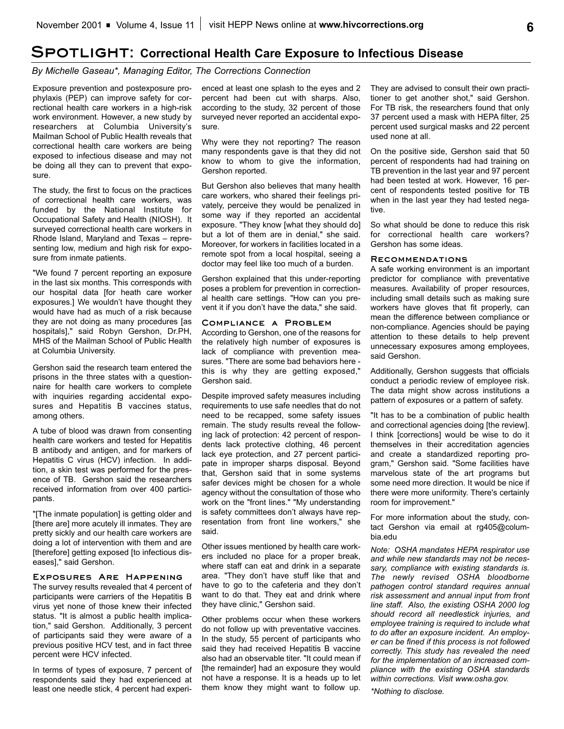# SPOTLIGHT: Correctional Health Care Exposure to Infectious Disease

*By Michelle Gaseau\*, Managing Editor, The Corrections Connection*

Exposure prevention and postexposure prophylaxis (PEP) can improve safety for correctional health care workers in a high-risk work environment. However, a new study by researchers at Columbia University's Mailman School of Public Health reveals that correctional health care workers are being exposed to infectious disease and may not be doing all they can to prevent that exposure.

The study, the first to focus on the practices of correctional health care workers, was funded by the National Institute for Occupational Safety and Health (NIOSH). It surveyed correctional health care workers in Rhode Island, Maryland and Texas – representing low, medium and high risk for exposure from inmate patients.

"We found 7 percent reporting an exposure in the last six months. This corresponds with our hospital data [for heath care worker exposures.] We wouldn't have thought they would have had as much of a risk because they are not doing as many procedures [as hospitals]," said Robyn Gershon, Dr.PH, MHS of the Mailman School of Public Health at Columbia University.

Gershon said the research team entered the prisons in the three states with a questionnaire for health care workers to complete with inquiries regarding accidental exposures and Hepatitis B vaccines status, among others.

A tube of blood was drawn from consenting health care workers and tested for Hepatitis B antibody and antigen, and for markers of Hepatitis C virus (HCV) infection. In addition, a skin test was performed for the presence of TB. Gershon said the researchers received information from over 400 participants.

"[The inmate population] is getting older and [there are] more acutely ill inmates. They are pretty sickly and our health care workers are doing a lot of intervention with them and are [therefore] getting exposed [to infectious diseases]," said Gershon.

### Exposures Are Happening

The survey results revealed that 4 percent of participants were carriers of the Hepatitis B virus yet none of those knew their infected status. "It is almost a public health implication," said Gershon. Additionally, 3 percent of participants said they were aware of a previous positive HCV test, and in fact three percent were HCV infected.

In terms of types of exposure, 7 percent of respondents said they had experienced at least one needle stick, 4 percent had experienced at least one splash to the eyes and 2 percent had been cut with sharps. Also, according to the study, 32 percent of those surveyed never reported an accidental exposure.

Why were they not reporting? The reason many respondents gave is that they did not know to whom to give the information, Gershon reported.

But Gershon also believes that many health care workers, who shared their feelings privately, perceive they would be penalized in some way if they reported an accidental exposure. "They know [what they should do] but a lot of them are in denial," she said. Moreover, for workers in facilities located in a remote spot from a local hospital, seeing a doctor may feel like too much of a burden.

Gershon explained that this under-reporting poses a problem for prevention in correctional health care settings. "How can you prevent it if you don't have the data," she said.

### Compliance a Problem

According to Gershon, one of the reasons for the relatively high number of exposures is lack of compliance with prevention measures. "There are some bad behaviors here - this is why they are getting exposed," Gershon said.

Despite improved safety measures including requirements to use safe needles that do not need to be recapped, some safety issues remain. The study results reveal the following lack of protection: 42 percent of respondents lack protective clothing, 46 percent lack eye protection, and 27 percent participate in improper sharps disposal. Beyond that, Gershon said that in some systems safer devices might be chosen for a whole agency without the consultation of those who work on the "front lines." "My understanding is safety committees don't always have representation from front line workers," she said.

Other issues mentioned by health care workers included no place for a proper break, where staff can eat and drink in a separate area. "They don't have stuff like that and have to go to the cafeteria and they don't want to do that. They eat and drink where they have clinic," Gershon said.

Other problems occur when these workers do not follow up with preventative vaccines. In the study, 55 percent of participants who said they had received Hepatitis B vaccine also had an observable titer. "It could mean if [the remainder] had an exposure they would not have a response. It is a heads up to let them know they might want to follow up. They are advised to consult their own practitioner to get another shot," said Gershon. For TB risk, the researchers found that only 37 percent used a mask with HEPA filter, 25 percent used surgical masks and 22 percent used none at all.

On the positive side, Gershon said that 50 percent of respondents had had training on TB prevention in the last year and 97 percent had been tested at work. However, 16 percent of respondents tested positive for TB when in the last year they had tested negative.

So what should be done to reduce this risk for correctional health care workers? Gershon has some ideas.

### Recommendations

A safe working environment is an important predictor for compliance with preventative measures. Availability of proper resources, including small details such as making sure workers have gloves that fit properly, can mean the difference between compliance or non-compliance. Agencies should be paying attention to these details to help prevent unnecessary exposures among employees, said Gershon.

Additionally, Gershon suggests that officials conduct a periodic review of employee risk. The data might show across institutions a pattern of exposures or a pattern of safety.

"It has to be a combination of public health and correctional agencies doing [the review]. I think [corrections] would be wise to do it themselves in their accreditation agencies and create a standardized reporting program," Gershon said. "Some facilities have marvelous state of the art programs but some need more direction. It would be nice if there were more uniformity. There's certainly room for improvement."

For more information about the study, contact Gershon via email at rg405@columbia.edu

*Note: OSHA mandates HEPA respirator use and while new standards may not be necessary, compliance with existing standards is. The newly revised OSHA bloodborne pathogen control standard requires annual risk assessment and annual input from front line staff. Also, the existing OSHA 2000 log should record all needlestick injuries, and employee training is required to include what to do after an exposure incident. An employer can be fined if this process is not followed correctly. This study has revealed the need for the implementation of an increased compliance with the existing OSHA standards within corrections. Visit www.osha.gov.*

*\*Nothing to disclose.*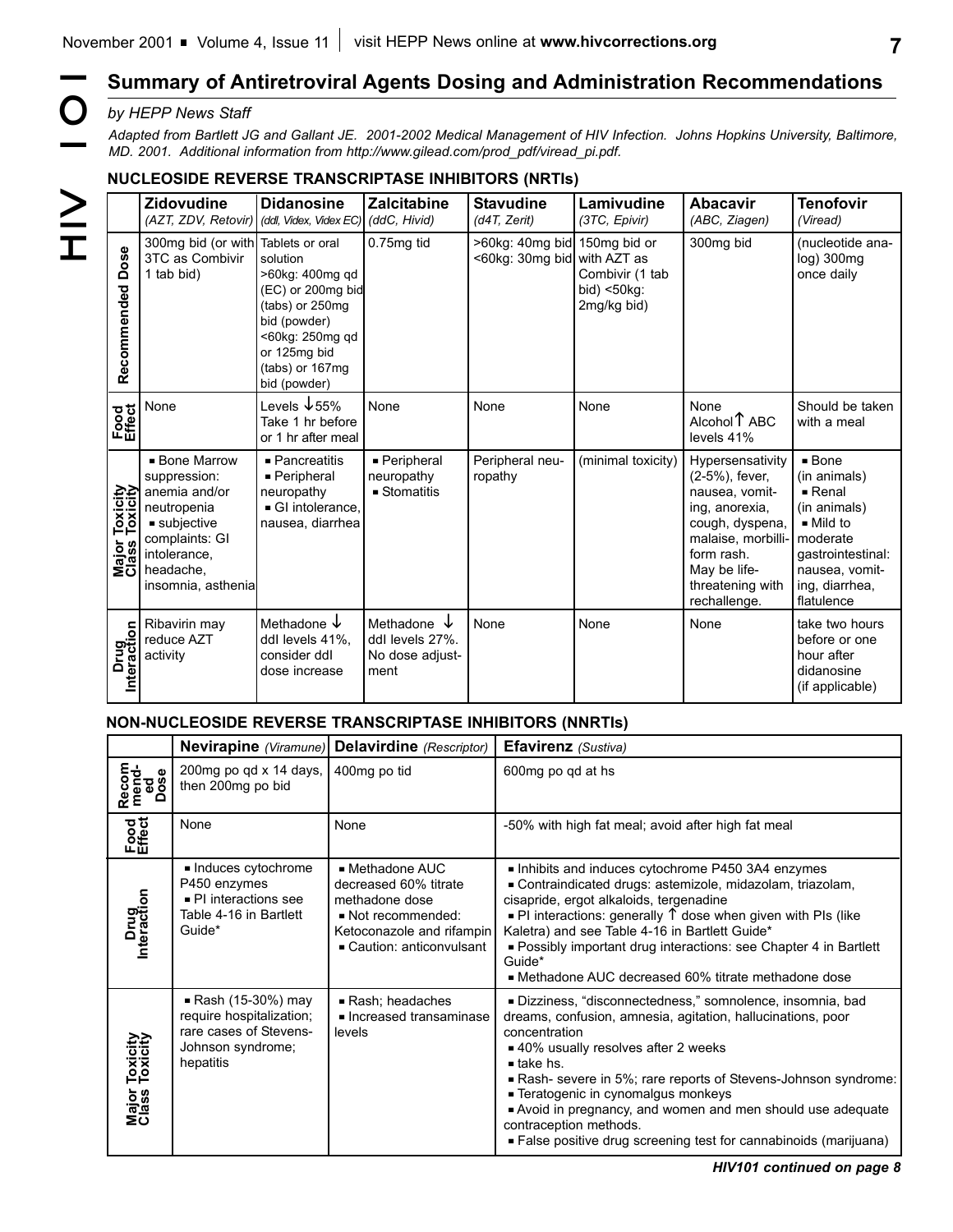## Summary of Antiretroviral Agents Dosing and Administration Recommendations

*by HEPP News Staff*

*Adapted from Bartlett JG and Gallant JE. 2001-2002 Medical Management of HIV Infection. Johns Hopkins University, Baltimore, MD. 2001. Additional information from http://www.gilead.com/prod_pdf/viread_pi.pdf.*

### NUCLEOSIDE REVERSE TRANSCRIPTASE INHIBITORS (NRTIs)

| | **Zidovudine** (AZT, ZDV, Retovir) | **Didanosine** (ddI, Videx, Videx EC) | **Zalcitabine** (ddC, Hivid) | **Stavudine** (d4T, Zerit) | **Lamivudine** (3TC, Epivir) | **Abacavir** (ABC, Ziagen) | **Tenofovir** (Viread) |
|---|---|---|---|---|---|---|---|
| **Recommended Dose** | 300mg bid (or with 3TC as Combivir 1 tab bid) | Tablets or oral solution >60kg: 400mg qd (EC) or 200mg bid (tabs) or 250mg bid (powder) <60kg: 250mg qd or 125mg bid (tabs) or 167mg bid (powder) | 0.75mg tid | >60kg: 40mg bid <60kg: 30mg bid | 150mg bid or with AZT as Combivir (1 tab bid) <50kg: 2mg/kg bid) | 300mg bid | (nucleotide analog) 300mg once daily |
| **Food Effect** | None | Levels ↓55% Take 1 hr before or 1 hr after meal | None | None | None | None Alcohol ↑ ABC levels 41% | Should be taken with a meal |
| **Major Toxicity Class Toxicity** | ■ Bone Marrow suppression: anemia and/or neutropenia ■ subjective complaints: GI intolerance, headache, insomnia, asthenia | ■ Pancreatitis ■ Peripheral neuropathy ■ GI intolerance, nausea, diarrhea | ■ Peripheral neuropathy ■ Stomatitis | Peripheral neuropathy | (minimal toxicity) | Hypersensativity (2-5%), fever, nausea, vomiting, anorexia, cough, dyspena, malaise, morbilliform rash. May be life-threatening with rechallenge. | ■ Bone (in animals) ■ Renal (in animals) ■ Mild to moderate gastrointestinal: nausea, vomiting, diarrhea, flatulence |
| **Drug Interaction** | Ribavirin may reduce AZT activity | Methadone ↓ ddI levels 41%, consider ddI dose increase | Methadone ↓ ddI levels 27%. No dose adjustment | None | None | None | take two hours before or one hour after didanosine (if applicable) |

### NON-NUCLEOSIDE REVERSE TRANSCRIPTASE INHIBITORS (NNRTIs)

| | **Nevirapine** (Viramune) | **Delavirdine** (Rescriptor) | **Efavirenz** (Sustiva) |
|---|---|---|---|
| **Recommended Dose** | 200mg po qd x 14 days, then 200mg po bid | 400mg po tid | 600mg po qd at hs |
| **Food Effect** | None | None | -50% with high fat meal; avoid after high fat meal |
| **Drug Interaction** | ■ Induces cytochrome P450 enzymes ■ PI interactions see Table 4-16 in Bartlett Guide* | ■ Methadone AUC decreased 60% titrate methadone dose ■ Not recommended: Ketoconazole and rifampin ■ Caution: anticonvulsant | ■ Inhibits and induces cytochrome P450 3A4 enzymes ■ Contraindicated drugs: astemizole, midazolam, triazolam, cisapride, ergot alkaloids, tergenadine ■ PI interactions: generally ↑ dose when given with PIs (like Kaletra) and see Table 4-16 in Bartlett Guide* ■ Possibly important drug interactions: see Chapter 4 in Bartlett Guide* ■ Methadone AUC decreased 60% titrate methadone dose |
| **Major Toxicity Class Toxicity** | ■ Rash (15-30%) may require hospitalization; rare cases of Stevens-Johnson syndrome; hepatitis | ■ Rash; headaches ■ Increased transaminase levels | ■ Dizziness, "disconnectedness," somnolence, insomnia, bad dreams, confusion, amnesia, agitation, hallucinations, poor concentration ■ 40% usually resolves after 2 weeks ■ take hs. ■ Rash- severe in 5%; rare reports of Stevens-Johnson syndrome: ■ Teratogenic in cynomalgus monkeys ■ Avoid in pregnancy, and women and men should use adequate contraception methods. ■ False positive drug screening test for cannabinoids (marijuana) |

*HIV101 continued on page 8*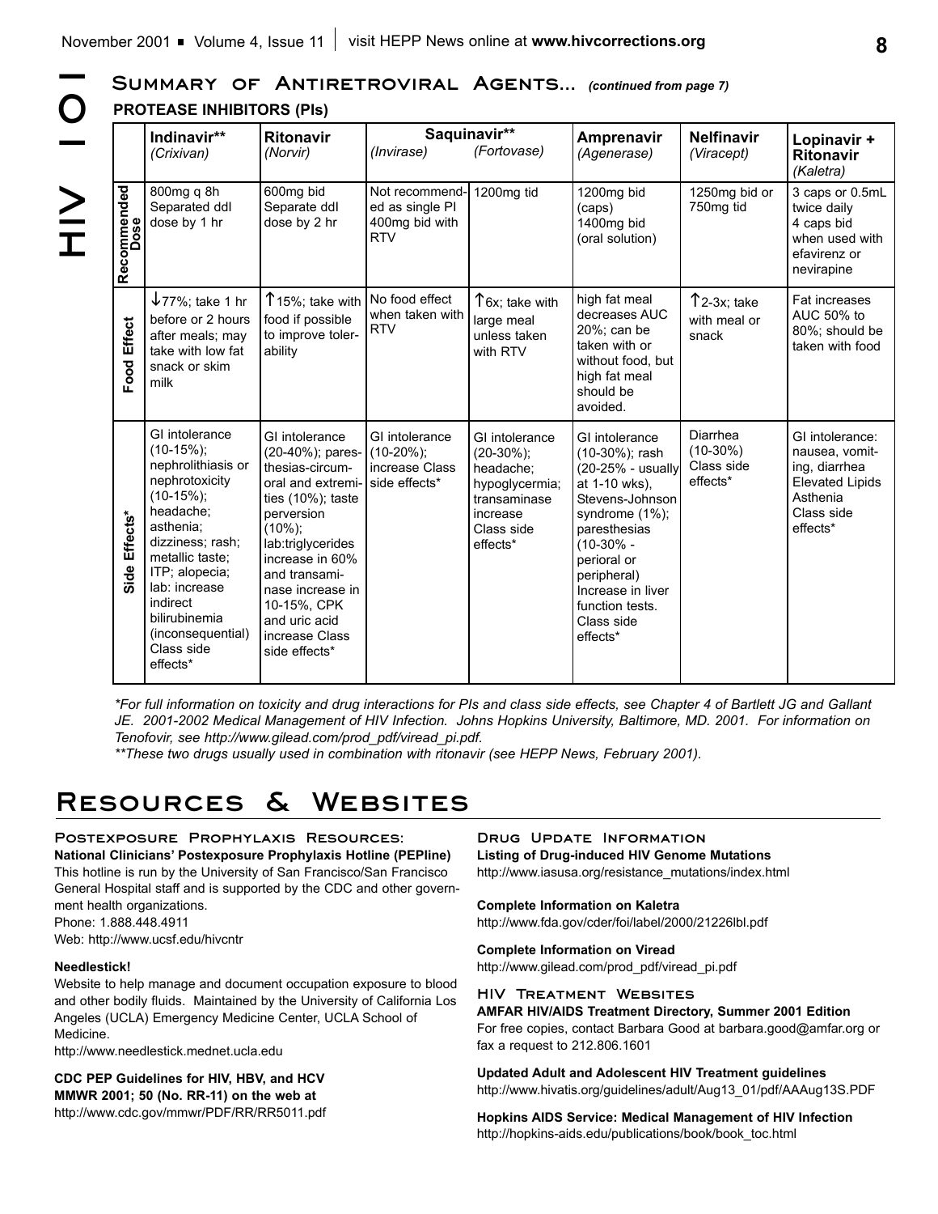## Summary of Antiretroviral Agents... *(continued from page 7)*

### PROTEASE INHIBITORS (PIs)

| | Indinavir** *(Crixivan)* | Ritonavir *(Norvir)* | Saquinavir** *(Invirase)* | Saquinavir** *(Fortovase)* | Amprenavir *(Agenerase)* | Nelfinavir *(Viracept)* | Lopinavir + Ritonavir *(Kaletra)* |
|---|---|---|---|---|---|---|---|
| Recommended Dose | 800mg q 8h Separated ddI dose by 1 hr | 600mg bid Separate ddI dose by 2 hr | Not recommended as single PI 400mg bid with RTV | 1200mg tid | 1200mg bid (caps) 1400mg bid (oral solution) | 1250mg bid or 750mg tid | 3 caps or 0.5mL twice daily 4 caps bid when used with efavirenz or nevirapine |
| Food Effect | ↓77%; take 1 hr before or 2 hours after meals; may take with low fat snack or skim milk | ↑15%; take with food if possible to improve tolerability | No food effect when taken with RTV | ↑6x; take with large meal unless taken with RTV | high fat meal decreases AUC 20%; can be taken with or without food, but high fat meal should be avoided. | ↑2-3x; take with meal or snack | Fat increases AUC 50% to 80%; should be taken with food |
| Side Effects* | GI intolerance (10-15%); nephrolithiasis or nephrotoxicity (10-15%); headache; asthenia; dizziness; rash; metallic taste; ITP; alopecia; lab: increase indirect bilirubinemia (inconsequential) Class side effects* | GI intolerance (20-40%); paresthesias-circumoral and extremities (10%); taste perversion (10%); lab:triglycerides increase in 60% and transaminase increase in 10-15%, CPK and uric acid increase Class side effects* | GI intolerance (10-20%); increase Class side effects* | GI intolerance (20-30%); headache; hypoglycermia; transaminase increase Class side effects* | GI intolerance (10-30%); rash (20-25% - usually at 1-10 wks), Stevens-Johnson syndrome (1%); paresthesias (10-30% - perioral or peripheral) Increase in liver function tests. Class side effects* | Diarrhea (10-30%) Class side effects* | GI intolerance: nausea, vomiting, diarrhea Elevated Lipids Asthenia Class side effects* |

*\*For full information on toxicity and drug interactions for PIs and class side effects, see Chapter 4 of Bartlett JG and Gallant JE. 2001-2002 Medical Management of HIV Infection. Johns Hopkins University, Baltimore, MD. 2001. For information on Tenofovir, see http://www.gilead.com/prod_pdf/viread_pi.pdf.*

*\*\*These two drugs usually used in combination with ritonavir (see HEPP News, February 2001).*

# Resources & Websites

### Postexposure Prophylaxis Resources:

**National Clinicians' Postexposure Prophylaxis Hotline (PEPline)**
This hotline is run by the University of San Francisco/San Francisco General Hospital staff and is supported by the CDC and other government health organizations.
Phone: 1.888.448.4911
Web: http://www.ucsf.edu/hivcntr

**Needlestick!**
Website to help manage and document occupation exposure to blood and other bodily fluids. Maintained by the University of California Los Angeles (UCLA) Emergency Medicine Center, UCLA School of Medicine.
http://www.needlestick.mednet.ucla.edu

**CDC PEP Guidelines for HIV, HBV, and HCV MMWR 2001; 50 (No. RR-11) on the web at**
http://www.cdc.gov/mmwr/PDF/RR/RR5011.pdf

### Drug Update Information

**Listing of Drug-induced HIV Genome Mutations**
http://www.iasusa.org/resistance_mutations/index.html

**Complete Information on Kaletra**
http://www.fda.gov/cder/foi/label/2000/21226lbl.pdf

**Complete Information on Viread**
http://www.gilead.com/prod_pdf/viread_pi.pdf

### HIV Treatment Websites

**AMFAR HIV/AIDS Treatment Directory, Summer 2001 Edition**
For free copies, contact Barbara Good at barbara.good@amfar.org or fax a request to 212.806.1601

**Updated Adult and Adolescent HIV Treatment guidelines**
http://www.hivatis.org/guidelines/adult/Aug13_01/pdf/AAAug13S.PDF

**Hopkins AIDS Service: Medical Management of HIV Infection**
http://hopkins-aids.edu/publications/book/book_toc.html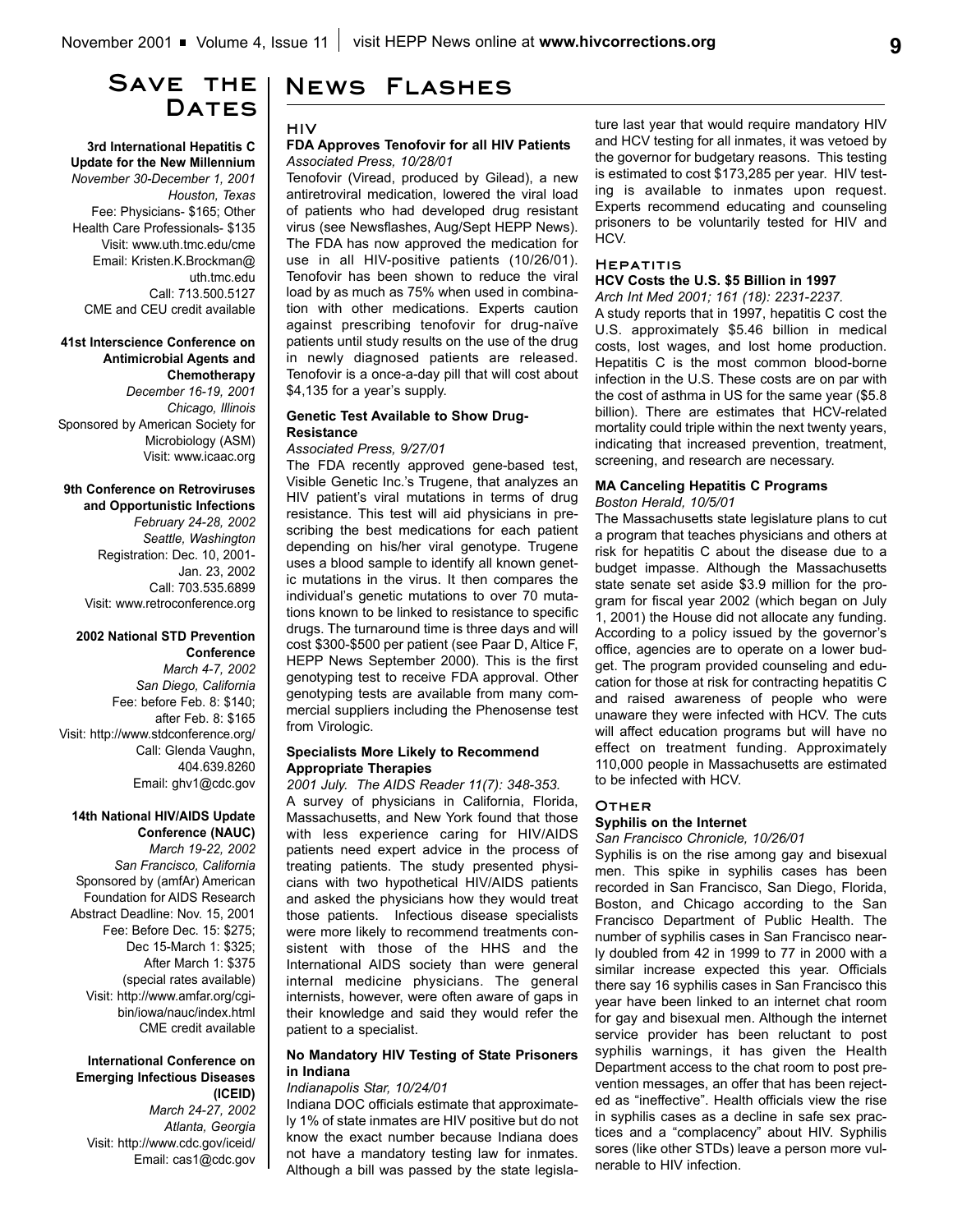# Save the Dates

**3rd International Hepatitis C Update for the New Millennium**
*November 30-December 1, 2001*
*Houston, Texas*
Fee: Physicians- $165; Other Health Care Professionals- $135
Visit: www.uth.tmc.edu/cme
Email: Kristen.K.Brockman@uth.tmc.edu
Call: 713.500.5127
CME and CEU credit available

**41st Interscience Conference on Antimicrobial Agents and Chemotherapy**
*December 16-19, 2001*
*Chicago, Illinois*
Sponsored by American Society for Microbiology (ASM)
Visit: www.icaac.org

**9th Conference on Retroviruses and Opportunistic Infections**
*February 24-28, 2002*
*Seattle, Washington*
Registration: Dec. 10, 2001-Jan. 23, 2002
Call: 703.535.6899
Visit: www.retroconference.org

**2002 National STD Prevention Conference**
*March 4-7, 2002*
*San Diego, California*
Fee: before Feb. 8: $140; after Feb. 8: $165
Visit: http://www.stdconference.org/
Call: Glenda Vaughn, 404.639.8260
Email: ghv1@cdc.gov

**14th National HIV/AIDS Update Conference (NAUC)**
*March 19-22, 2002*
*San Francisco, California*
Sponsored by (amfAr) American Foundation for AIDS Research
Abstract Deadline: Nov. 15, 2001
Fee: Before Dec. 15: $275; Dec 15-March 1: $325; After March 1: $375 (special rates available)
Visit: http://www.amfar.org/cgi-bin/iowa/nauc/index.html
CME credit available

**International Conference on Emerging Infectious Diseases (ICEID)**
*March 24-27, 2002*
*Atlanta, Georgia*
Visit: http://www.cdc.gov/iceid/
Email: cas1@cdc.gov

# News Flashes

## HIV

### FDA Approves Tenofovir for all HIV Patients

*Associated Press, 10/28/01*

Tenofovir (Viread, produced by Gilead), a new antiretroviral medication, lowered the viral load of patients who had developed drug resistant virus (see Newsflashes, Aug/Sept HEPP News). The FDA has now approved the medication for use in all HIV-positive patients (10/26/01). Tenofovir has been shown to reduce the viral load by as much as 75% when used in combination with other medications. Experts caution against prescribing tenofovir for drug-naïve patients until study results on the use of the drug in newly diagnosed patients are released. Tenofovir is a once-a-day pill that will cost about $4,135 for a year's supply.

### Genetic Test Available to Show Drug-Resistance

*Associated Press, 9/27/01*

The FDA recently approved gene-based test, Visible Genetic Inc.'s Trugene, that analyzes an HIV patient's viral mutations in terms of drug resistance. This test will aid physicians in prescribing the best medications for each patient depending on his/her viral genotype. Trugene uses a blood sample to identify all known genetic mutations in the virus. It then compares the individual's genetic mutations to over 70 mutations known to be linked to resistance to specific drugs. The turnaround time is three days and will cost $300-$500 per patient (see Paar D, Altice F, HEPP News September 2000). This is the first genotyping test to receive FDA approval. Other genotyping tests are available from many commercial suppliers including the Phenosense test from Virologic.

### Specialists More Likely to Recommend Appropriate Therapies

*2001 July. The AIDS Reader 11(7): 348-353.*

A survey of physicians in California, Florida, Massachusetts, and New York found that those with less experience caring for HIV/AIDS patients need expert advice in the process of treating patients. The study presented physicians with two hypothetical HIV/AIDS patients and asked the physicians how they would treat those patients. Infectious disease specialists were more likely to recommend treatments consistent with those of the HHS and the International AIDS society than were general internal medicine physicians. The general internists, however, were often aware of gaps in their knowledge and said they would refer the patient to a specialist.

### No Mandatory HIV Testing of State Prisoners in Indiana

*Indianapolis Star, 10/24/01*

Indiana DOC officials estimate that approximately 1% of state inmates are HIV positive but do not know the exact number because Indiana does not have a mandatory testing law for inmates. Although a bill was passed by the state legislature last year that would require mandatory HIV and HCV testing for all inmates, it was vetoed by the governor for budgetary reasons. This testing is estimated to cost $173,285 per year. HIV testing is available to inmates upon request. Experts recommend educating and counseling prisoners to be voluntarily tested for HIV and HCV.

## Hepatitis

### HCV Costs the U.S. $5 Billion in 1997

*Arch Int Med 2001; 161 (18): 2231-2237.*

A study reports that in 1997, hepatitis C cost the U.S. approximately $5.46 billion in medical costs, lost wages, and lost home production. Hepatitis C is the most common blood-borne infection in the U.S. These costs are on par with the cost of asthma in US for the same year ($5.8 billion). There are estimates that HCV-related mortality could triple within the next twenty years, indicating that increased prevention, treatment, screening, and research are necessary.

### MA Canceling Hepatitis C Programs

*Boston Herald, 10/5/01*

The Massachusetts state legislature plans to cut a program that teaches physicians and others at risk for hepatitis C about the disease due to a budget impasse. Although the Massachusetts state senate set aside $3.9 million for the program for fiscal year 2002 (which began on July 1, 2001) the House did not allocate any funding. According to a policy issued by the governor's office, agencies are to operate on a lower budget. The program provided counseling and education for those at risk for contracting hepatitis C and raised awareness of people who were unaware they were infected with HCV. The cuts will affect education programs but will have no effect on treatment funding. Approximately 110,000 people in Massachusetts are estimated to be infected with HCV.

## Other

### Syphilis on the Internet

*San Francisco Chronicle, 10/26/01*

Syphilis is on the rise among gay and bisexual men. This spike in syphilis cases has been recorded in San Francisco, San Diego, Florida, Boston, and Chicago according to the San Francisco Department of Public Health. The number of syphilis cases in San Francisco nearly doubled from 42 in 1999 to 77 in 2000 with a similar increase expected this year. Officials there say 16 syphilis cases in San Francisco this year have been linked to an internet chat room for gay and bisexual men. Although the internet service provider has been reluctant to post syphilis warnings, it has given the Health Department access to the chat room to post prevention messages, an offer that has been rejected as "ineffective". Health officials view the rise in syphilis cases as a decline in safe sex practices and a "complacency" about HIV. Syphilis sores (like other STDs) leave a person more vulnerable to HIV infection.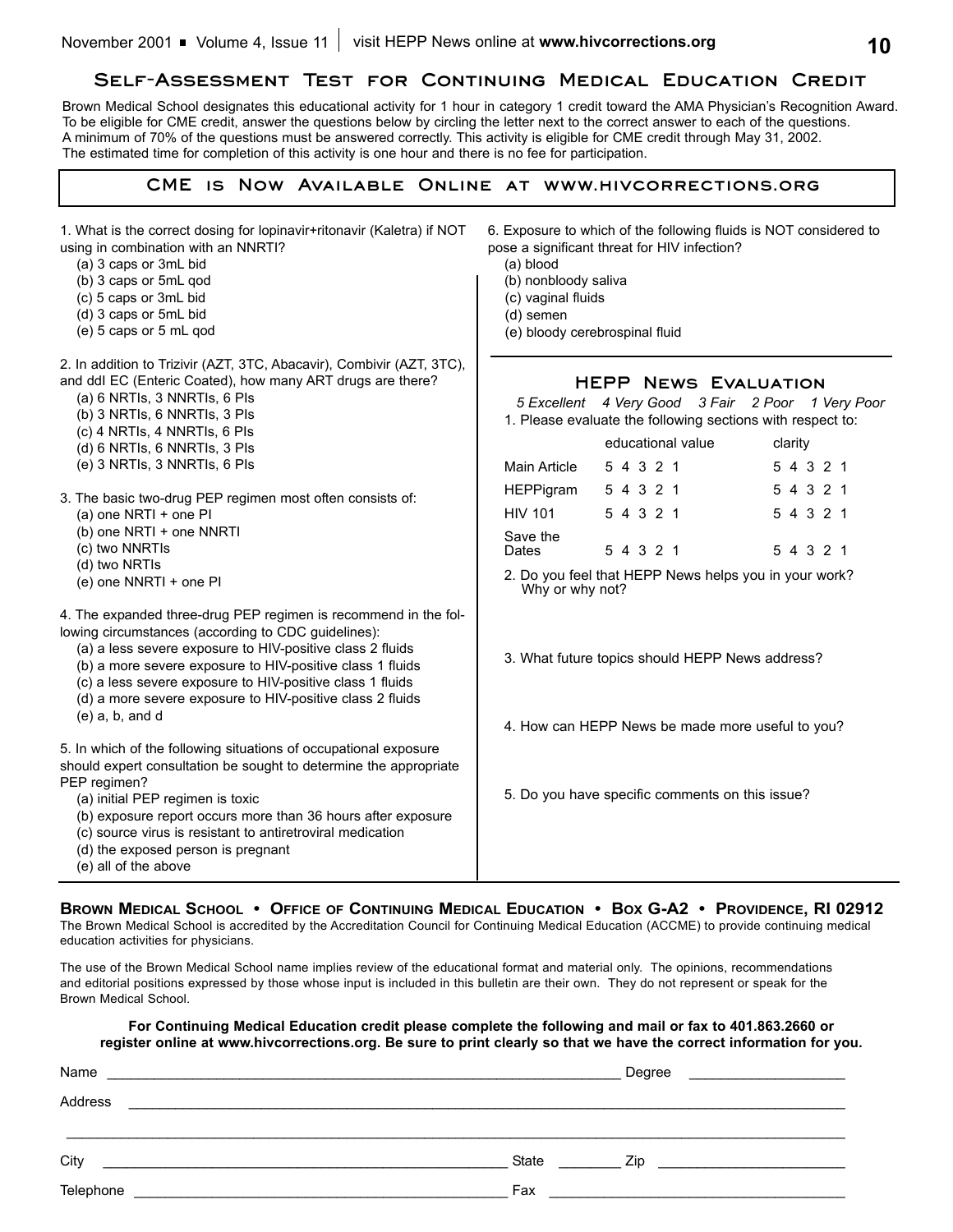## Self-Assessment Test for Continuing Medical Education Credit

Brown Medical School designates this educational activity for 1 hour in category 1 credit toward the AMA Physician's Recognition Award. To be eligible for CME credit, answer the questions below by circling the letter next to the correct answer to each of the questions. A minimum of 70% of the questions must be answered correctly. This activity is eligible for CME credit through May 31, 2002. The estimated time for completion of this activity is one hour and there is no fee for participation.

### CME is Now Available Online at www.hivcorrections.org

1. What is the correct dosing for lopinavir+ritonavir (Kaletra) if NOT using in combination with an NNRTI?
   - (a) 3 caps or 3mL bid
   - (b) 3 caps or 5mL qod
   - (c) 5 caps or 3mL bid
   - (d) 3 caps or 5mL bid
   - (e) 5 caps or 5 mL qod

2. In addition to Trizivir (AZT, 3TC, Abacavir), Combivir (AZT, 3TC), and ddI EC (Enteric Coated), how many ART drugs are there?
   - (a) 6 NRTIs, 3 NNRTIs, 6 PIs
   - (b) 3 NRTIs, 6 NNRTIs, 3 PIs
   - (c) 4 NRTIs, 4 NNRTIs, 6 PIs
   - (d) 6 NRTIs, 6 NNRTIs, 3 PIs
   - (e) 3 NRTIs, 3 NNRTIs, 6 PIs

3. The basic two-drug PEP regimen most often consists of:
   - (a) one NRTI + one PI
   - (b) one NRTI + one NNRTI
   - (c) two NNRTIs
   - (d) two NRTIs
   - (e) one NNRTI + one PI

4. The expanded three-drug PEP regimen is recommend in the following circumstances (according to CDC guidelines):
   - (a) a less severe exposure to HIV-positive class 2 fluids
   - (b) a more severe exposure to HIV-positive class 1 fluids
   - (c) a less severe exposure to HIV-positive class 1 fluids
   - (d) a more severe exposure to HIV-positive class 2 fluids
   - (e) a, b, and d

5. In which of the following situations of occupational exposure should expert consultation be sought to determine the appropriate PEP regimen?
   - (a) initial PEP regimen is toxic
   - (b) exposure report occurs more than 36 hours after exposure
   - (c) source virus is resistant to antiretroviral medication
   - (d) the exposed person is pregnant
   - (e) all of the above

6. Exposure to which of the following fluids is NOT considered to pose a significant threat for HIV infection?
   - (a) blood
   - (b) nonbloody saliva
   - (c) vaginal fluids
   - (d) semen
   - (e) bloody cerebrospinal fluid

### HEPP News Evaluation

*5 Excellent 4 Very Good 3 Fair 2 Poor 1 Very Poor*

1. Please evaluate the following sections with respect to:

| | educational value | clarity |
|---|---|---|
| Main Article | 5 4 3 2 1 | 5 4 3 2 1 |
| HEPPigram | 5 4 3 2 1 | 5 4 3 2 1 |
| HIV 101 | 5 4 3 2 1 | 5 4 3 2 1 |
| Save the Dates | 5 4 3 2 1 | 5 4 3 2 1 |

2. Do you feel that HEPP News helps you in your work? Why or why not?

3. What future topics should HEPP News address?

4. How can HEPP News be made more useful to you?

5. Do you have specific comments on this issue?

**Brown Medical School • Office of Continuing Medical Education • Box G-A2 • Providence, RI 02912**

The Brown Medical School is accredited by the Accreditation Council for Continuing Medical Education (ACCME) to provide continuing medical education activities for physicians.

The use of the Brown Medical School name implies review of the educational format and material only. The opinions, recommendations and editorial positions expressed by those whose input is included in this bulletin are their own. They do not represent or speak for the Brown Medical School.

**For Continuing Medical Education credit please complete the following and mail or fax to 401.863.2660 or register online at www.hivcorrections.org. Be sure to print clearly so that we have the correct information for you.**

Name ________________________________ Degree ____________

Address ________________________________________________

________________________________________________________

City ____________________________ State ________ Zip ____________

Telephone ____________________________ Fax ____________________